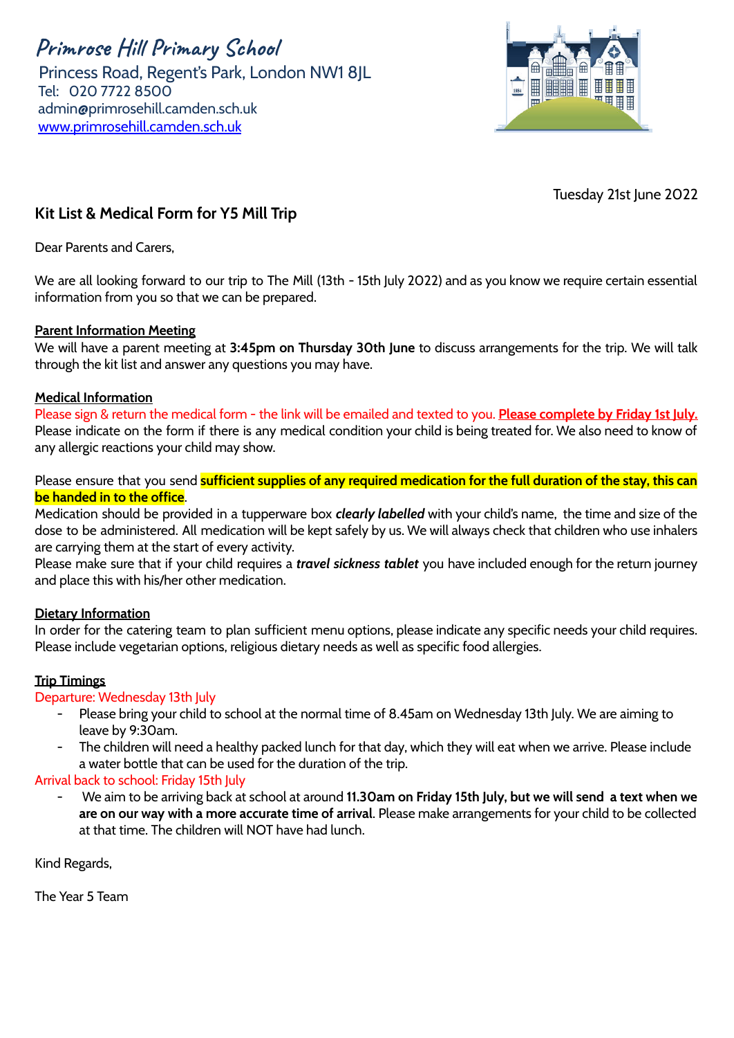# Primrose Hill Primary School

Princess Road, Regent's Park, London NW1 8JL
Tel: 020 7722 8500
admin@primrosehill.camden.sch.uk
www.primrosehill.camden.sch.uk

Tuesday 21st June 2022

## Kit List & Medical Form for Y5 Mill Trip

Dear Parents and Carers,

We are all looking forward to our trip to The Mill (13th - 15th July 2022) and as you know we require certain essential information from you so that we can be prepared.

**Parent Information Meeting**

We will have a parent meeting at **3:45pm on Thursday 30th June** to discuss arrangements for the trip. We will talk through the kit list and answer any questions you may have.

**Medical Information**

Please sign & return the medical form - the link will be emailed and texted to you. **Please complete by Friday 1st July.** Please indicate on the form if there is any medical condition your child is being treated for. We also need to know of any allergic reactions your child may show.

Please ensure that you send **sufficient supplies of any required medication for the full duration of the stay, this can be handed in to the office**.

Medication should be provided in a tupperware box ***clearly labelled*** with your child's name, the time and size of the dose to be administered. All medication will be kept safely by us. We will always check that children who use inhalers are carrying them at the start of every activity.

Please make sure that if your child requires a ***travel sickness tablet*** you have included enough for the return journey and place this with his/her other medication.

**Dietary Information**

In order for the catering team to plan sufficient menu options, please indicate any specific needs your child requires. Please include vegetarian options, religious dietary needs as well as specific food allergies.

**Trip Timings**

Departure: Wednesday 13th July

- Please bring your child to school at the normal time of 8.45am on Wednesday 13th July. We are aiming to leave by 9:30am.
- The children will need a healthy packed lunch for that day, which they will eat when we arrive. Please include a water bottle that can be used for the duration of the trip.

Arrival back to school: Friday 15th July

- We aim to be arriving back at school at around **11.30am on Friday 15th July, but we will send a text when we are on our way with a more accurate time of arrival**. Please make arrangements for your child to be collected at that time. The children will NOT have had lunch.

Kind Regards,

The Year 5 Team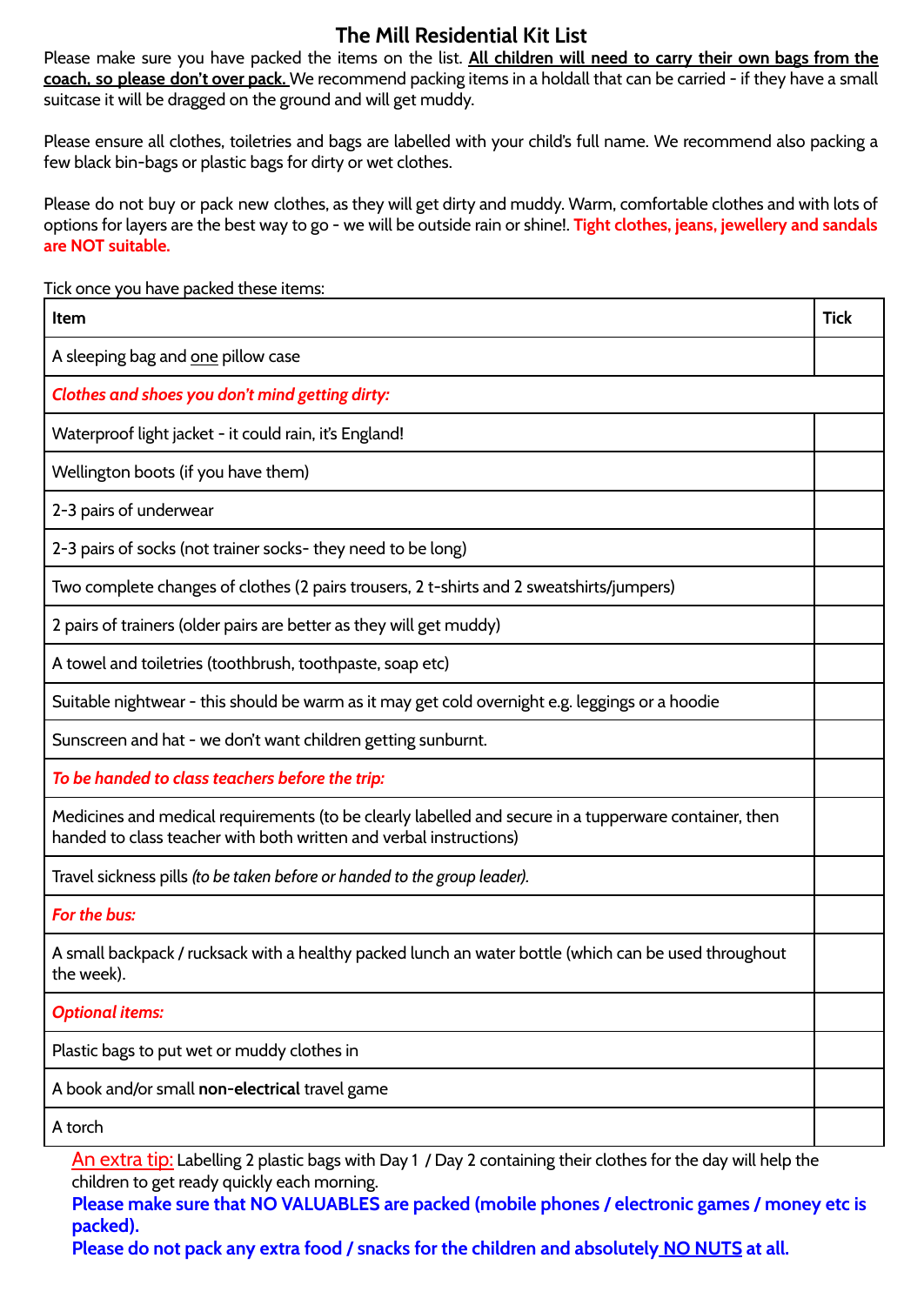# The Mill Residential Kit List

Please make sure you have packed the items on the list. **All children will need to carry their own bags from the coach, so please don't over pack.** We recommend packing items in a holdall that can be carried - if they have a small suitcase it will be dragged on the ground and will get muddy.

Please ensure all clothes, toiletries and bags are labelled with your child's full name. We recommend also packing a few black bin-bags or plastic bags for dirty or wet clothes.

Please do not buy or pack new clothes, as they will get dirty and muddy. Warm, comfortable clothes and with lots of options for layers are the best way to go - we will be outside rain or shine!. **Tight clothes, jeans, jewellery and sandals are NOT suitable.**

Tick once you have packed these items:

| Item | Tick |
|---|---|
| A sleeping bag and one pillow case | |
| ***Clothes and shoes you don't mind getting dirty:*** | |
| Waterproof light jacket - it could rain, it's England! | |
| Wellington boots (if you have them) | |
| 2-3 pairs of underwear | |
| 2-3 pairs of socks (not trainer socks- they need to be long) | |
| Two complete changes of clothes (2 pairs trousers, 2 t-shirts and 2 sweatshirts/jumpers) | |
| 2 pairs of trainers (older pairs are better as they will get muddy) | |
| A towel and toiletries (toothbrush, toothpaste, soap etc) | |
| Suitable nightwear - this should be warm as it may get cold overnight e.g. leggings or a hoodie | |
| Sunscreen and hat - we don't want children getting sunburnt. | |
| ***To be handed to class teachers before the trip:*** | |
| Medicines and medical requirements (to be clearly labelled and secure in a tupperware container, then handed to class teacher with both written and verbal instructions) | |
| Travel sickness pills *(to be taken before or handed to the group leader).* | |
| ***For the bus:*** | |
| A small backpack / rucksack with a healthy packed lunch an water bottle (which can be used throughout the week). | |
| ***Optional items:*** | |
| Plastic bags to put wet or muddy clothes in | |
| A book and/or small **non-electrical** travel game | |
| A torch | |

An extra tip: Labelling 2 plastic bags with Day 1 / Day 2 containing their clothes for the day will help the children to get ready quickly each morning.

**Please make sure that NO VALUABLES are packed (mobile phones / electronic games / money etc is packed).**

**Please do not pack any extra food / snacks for the children and absolutely NO NUTS at all.**